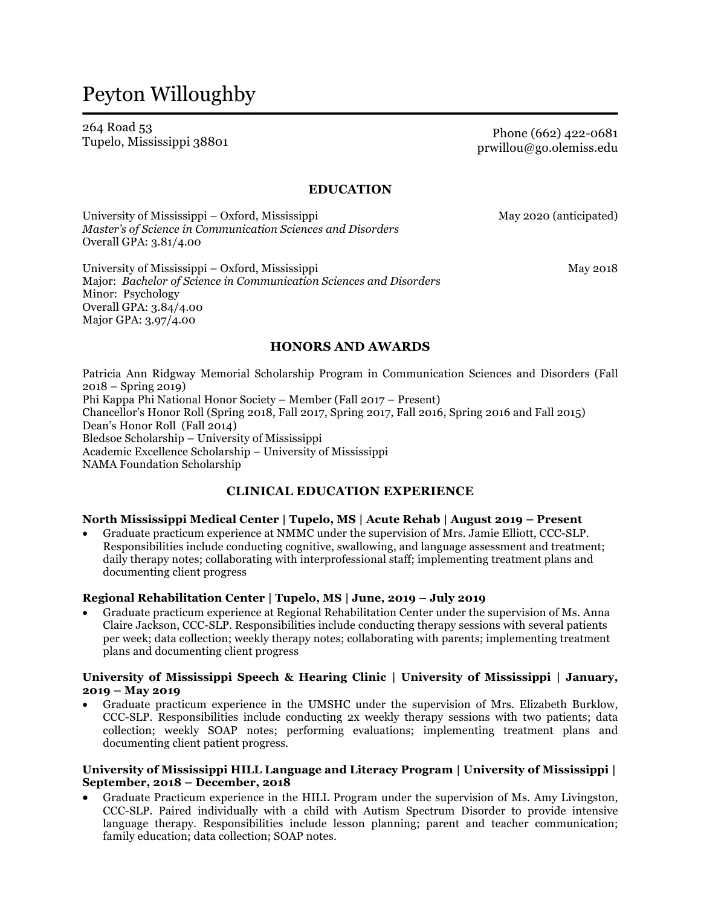# Peyton Willoughby

264 Road 53
Tupelo, Mississippi 38801

Phone (662) 422-0681
prwillou@go.olemiss.edu

## EDUCATION

University of Mississippi – Oxford, Mississippi — May 2020 (anticipated)
*Master's of Science in Communication Sciences and Disorders*
Overall GPA: 3.81/4.00

University of Mississippi – Oxford, Mississippi — May 2018
Major: *Bachelor of Science in Communication Sciences and Disorders*
Minor: Psychology
Overall GPA: 3.84/4.00
Major GPA: 3.97/4.00

## HONORS AND AWARDS

Patricia Ann Ridgway Memorial Scholarship Program in Communication Sciences and Disorders (Fall 2018 – Spring 2019)
Phi Kappa Phi National Honor Society – Member (Fall 2017 – Present)
Chancellor's Honor Roll (Spring 2018, Fall 2017, Spring 2017, Fall 2016, Spring 2016 and Fall 2015)
Dean's Honor Roll (Fall 2014)
Bledsoe Scholarship – University of Mississippi
Academic Excellence Scholarship – University of Mississippi
NAMA Foundation Scholarship

## CLINICAL EDUCATION EXPERIENCE

**North Mississippi Medical Center | Tupelo, MS | Acute Rehab | August 2019 – Present**

- Graduate practicum experience at NMMC under the supervision of Mrs. Jamie Elliott, CCC-SLP. Responsibilities include conducting cognitive, swallowing, and language assessment and treatment; daily therapy notes; collaborating with interprofessional staff; implementing treatment plans and documenting client progress

**Regional Rehabilitation Center | Tupelo, MS | June, 2019 – July 2019**

- Graduate practicum experience at Regional Rehabilitation Center under the supervision of Ms. Anna Claire Jackson, CCC-SLP. Responsibilities include conducting therapy sessions with several patients per week; data collection; weekly therapy notes; collaborating with parents; implementing treatment plans and documenting client progress

**University of Mississippi Speech & Hearing Clinic | University of Mississippi | January, 2019 – May 2019**

- Graduate practicum experience in the UMSHC under the supervision of Mrs. Elizabeth Burklow, CCC-SLP. Responsibilities include conducting 2x weekly therapy sessions with two patients; data collection; weekly SOAP notes; performing evaluations; implementing treatment plans and documenting client patient progress.

**University of Mississippi HILL Language and Literacy Program | University of Mississippi | September, 2018 – December, 2018**

- Graduate Practicum experience in the HILL Program under the supervision of Ms. Amy Livingston, CCC-SLP. Paired individually with a child with Autism Spectrum Disorder to provide intensive language therapy. Responsibilities include lesson planning; parent and teacher communication; family education; data collection; SOAP notes.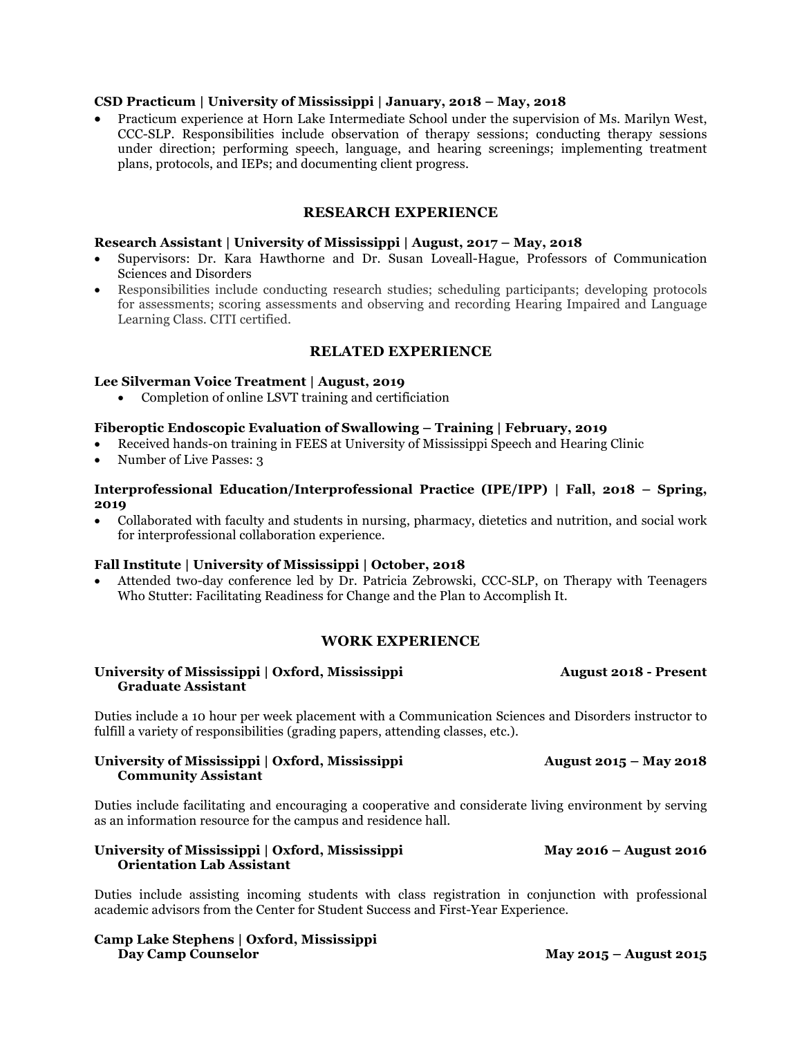**CSD Practicum | University of Mississippi | January, 2018 – May, 2018**

- Practicum experience at Horn Lake Intermediate School under the supervision of Ms. Marilyn West, CCC-SLP. Responsibilities include observation of therapy sessions; conducting therapy sessions under direction; performing speech, language, and hearing screenings; implementing treatment plans, protocols, and IEPs; and documenting client progress.

## RESEARCH EXPERIENCE

**Research Assistant | University of Mississippi | August, 2017 – May, 2018**

- Supervisors: Dr. Kara Hawthorne and Dr. Susan Loveall-Hague, Professors of Communication Sciences and Disorders
- Responsibilities include conducting research studies; scheduling participants; developing protocols for assessments; scoring assessments and observing and recording Hearing Impaired and Language Learning Class. CITI certified.

## RELATED EXPERIENCE

**Lee Silverman Voice Treatment | August, 2019**

- Completion of online LSVT training and certificiation

**Fiberoptic Endoscopic Evaluation of Swallowing – Training | February, 2019**

- Received hands-on training in FEES at University of Mississippi Speech and Hearing Clinic
- Number of Live Passes: 3

**Interprofessional Education/Interprofessional Practice (IPE/IPP) | Fall, 2018 – Spring, 2019**

- Collaborated with faculty and students in nursing, pharmacy, dietetics and nutrition, and social work for interprofessional collaboration experience.

**Fall Institute | University of Mississippi | October, 2018**

- Attended two-day conference led by Dr. Patricia Zebrowski, CCC-SLP, on Therapy with Teenagers Who Stutter: Facilitating Readiness for Change and the Plan to Accomplish It.

## WORK EXPERIENCE

**University of Mississippi | Oxford, Mississippi** **August 2018 - Present**
**Graduate Assistant**

Duties include a 10 hour per week placement with a Communication Sciences and Disorders instructor to fulfill a variety of responsibilities (grading papers, attending classes, etc.).

**University of Mississippi | Oxford, Mississippi** **August 2015 – May 2018**
**Community Assistant**

Duties include facilitating and encouraging a cooperative and considerate living environment by serving as an information resource for the campus and residence hall.

**University of Mississippi | Oxford, Mississippi** **May 2016 – August 2016**
**Orientation Lab Assistant**

Duties include assisting incoming students with class registration in conjunction with professional academic advisors from the Center for Student Success and First-Year Experience.

**Camp Lake Stephens | Oxford, Mississippi**
**Day Camp Counselor** **May 2015 – August 2015**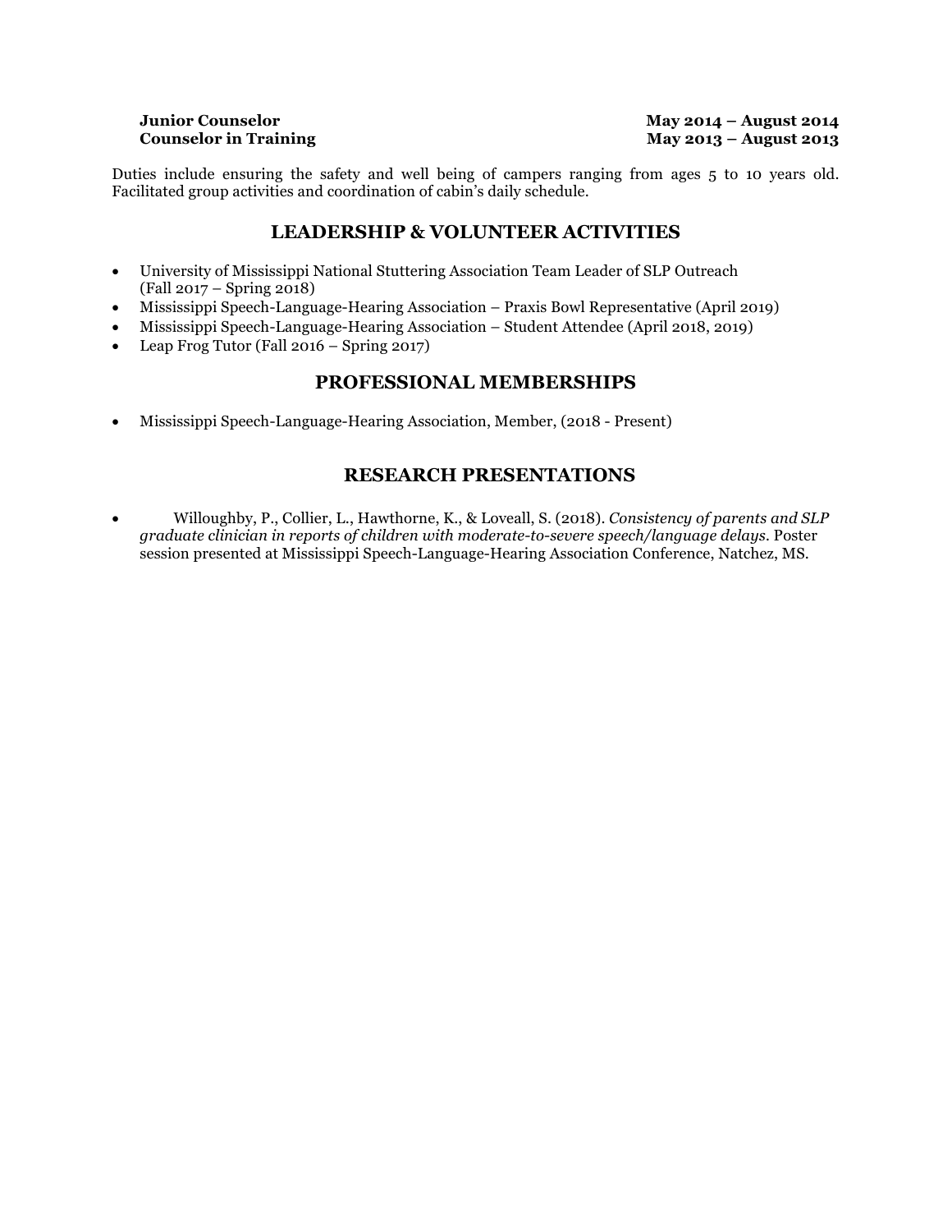**Junior Counselor** **May 2014 – August 2014**
**Counselor in Training** **May 2013 – August 2013**

Duties include ensuring the safety and well being of campers ranging from ages 5 to 10 years old. Facilitated group activities and coordination of cabin's daily schedule.

## LEADERSHIP & VOLUNTEER ACTIVITIES

- University of Mississippi National Stuttering Association Team Leader of SLP Outreach (Fall 2017 – Spring 2018)
- Mississippi Speech-Language-Hearing Association – Praxis Bowl Representative (April 2019)
- Mississippi Speech-Language-Hearing Association – Student Attendee (April 2018, 2019)
- Leap Frog Tutor (Fall 2016 – Spring 2017)

## PROFESSIONAL MEMBERSHIPS

- Mississippi Speech-Language-Hearing Association, Member, (2018 - Present)

## RESEARCH PRESENTATIONS

- Willoughby, P., Collier, L., Hawthorne, K., & Loveall, S. (2018). *Consistency of parents and SLP graduate clinician in reports of children with moderate-to-severe speech/language delays*. Poster session presented at Mississippi Speech-Language-Hearing Association Conference, Natchez, MS.